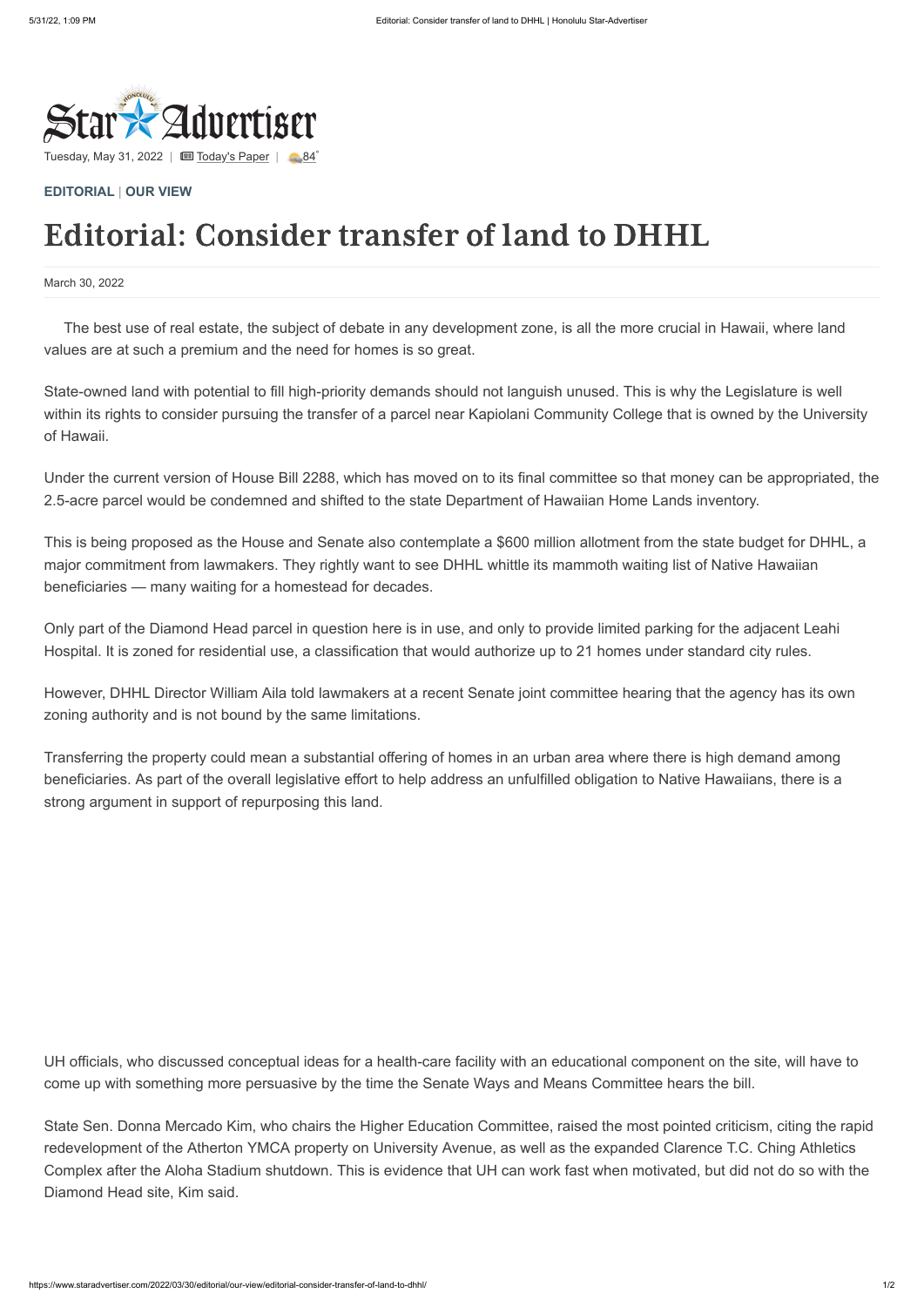Star Advertiser

Tuesday, May 31, 2022 | Today's Paper | 84°

**EDITORIAL** | **OUR VIEW**

# Editorial: Consider transfer of land to DHHL

March 30, 2022

The best use of real estate, the subject of debate in any development zone, is all the more crucial in Hawaii, where land values are at such a premium and the need for homes is so great.

State-owned land with potential to fill high-priority demands should not languish unused. This is why the Legislature is well within its rights to consider pursuing the transfer of a parcel near Kapiolani Community College that is owned by the University of Hawaii.

Under the current version of House Bill 2288, which has moved on to its final committee so that money can be appropriated, the 2.5-acre parcel would be condemned and shifted to the state Department of Hawaiian Home Lands inventory.

This is being proposed as the House and Senate also contemplate a $600 million allotment from the state budget for DHHL, a major commitment from lawmakers. They rightly want to see DHHL whittle its mammoth waiting list of Native Hawaiian beneficiaries — many waiting for a homestead for decades.

Only part of the Diamond Head parcel in question here is in use, and only to provide limited parking for the adjacent Leahi Hospital. It is zoned for residential use, a classification that would authorize up to 21 homes under standard city rules.

However, DHHL Director William Aila told lawmakers at a recent Senate joint committee hearing that the agency has its own zoning authority and is not bound by the same limitations.

Transferring the property could mean a substantial offering of homes in an urban area where there is high demand among beneficiaries. As part of the overall legislative effort to help address an unfulfilled obligation to Native Hawaiians, there is a strong argument in support of repurposing this land.

UH officials, who discussed conceptual ideas for a health-care facility with an educational component on the site, will have to come up with something more persuasive by the time the Senate Ways and Means Committee hears the bill.

State Sen. Donna Mercado Kim, who chairs the Higher Education Committee, raised the most pointed criticism, citing the rapid redevelopment of the Atherton YMCA property on University Avenue, as well as the expanded Clarence T.C. Ching Athletics Complex after the Aloha Stadium shutdown. This is evidence that UH can work fast when motivated, but did not do so with the Diamond Head site, Kim said.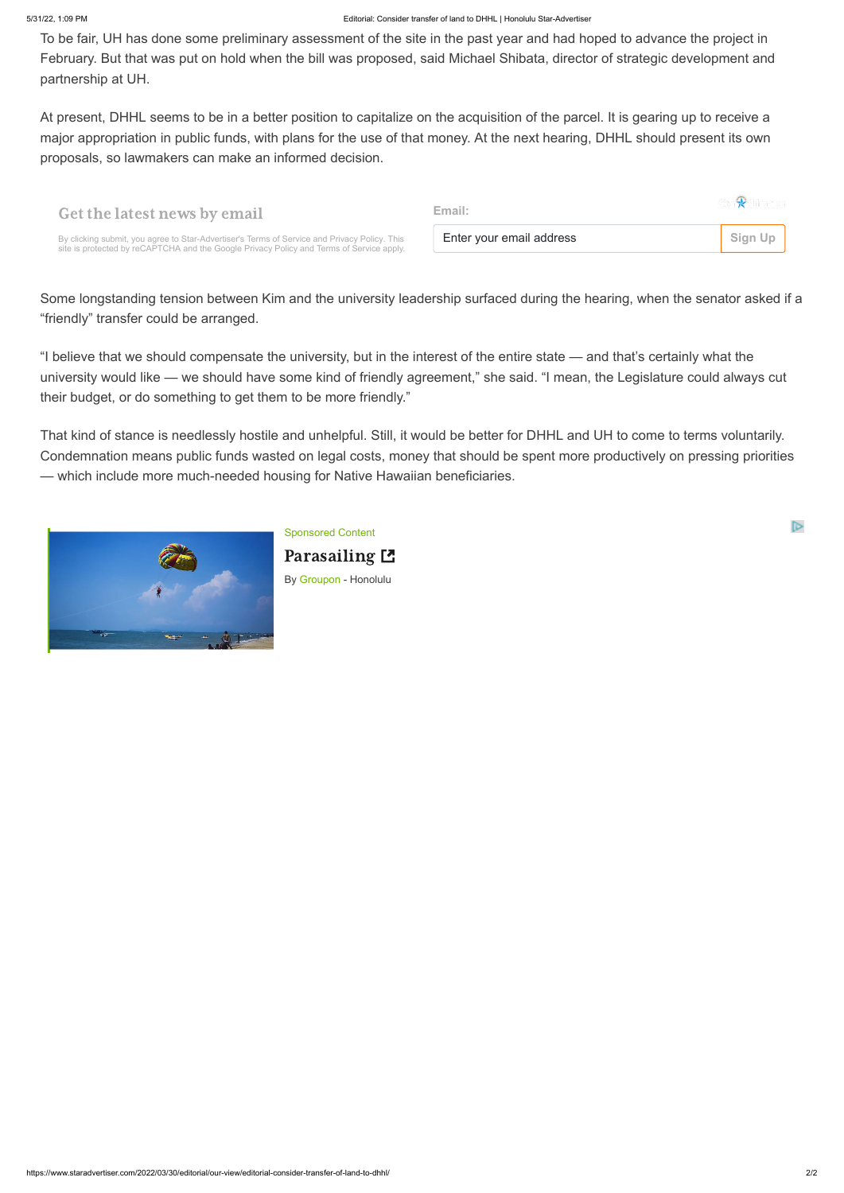To be fair, UH has done some preliminary assessment of the site in the past year and had hoped to advance the project in February. But that was put on hold when the bill was proposed, said Michael Shibata, director of strategic development and partnership at UH.

At present, DHHL seems to be in a better position to capitalize on the acquisition of the parcel. It is gearing up to receive a major appropriation in public funds, with plans for the use of that money. At the next hearing, DHHL should present its own proposals, so lawmakers can make an informed decision.

Some longstanding tension between Kim and the university leadership surfaced during the hearing, when the senator asked if a "friendly" transfer could be arranged.

"I believe that we should compensate the university, but in the interest of the entire state — and that's certainly what the university would like — we should have some kind of friendly agreement," she said. "I mean, the Legislature could always cut their budget, or do something to get them to be more friendly."

That kind of stance is needlessly hostile and unhelpful. Still, it would be better for DHHL and UH to come to terms voluntarily. Condemnation means public funds wasted on legal costs, money that should be spent more productively on pressing priorities — which include more much-needed housing for Native Hawaiian beneficiaries.